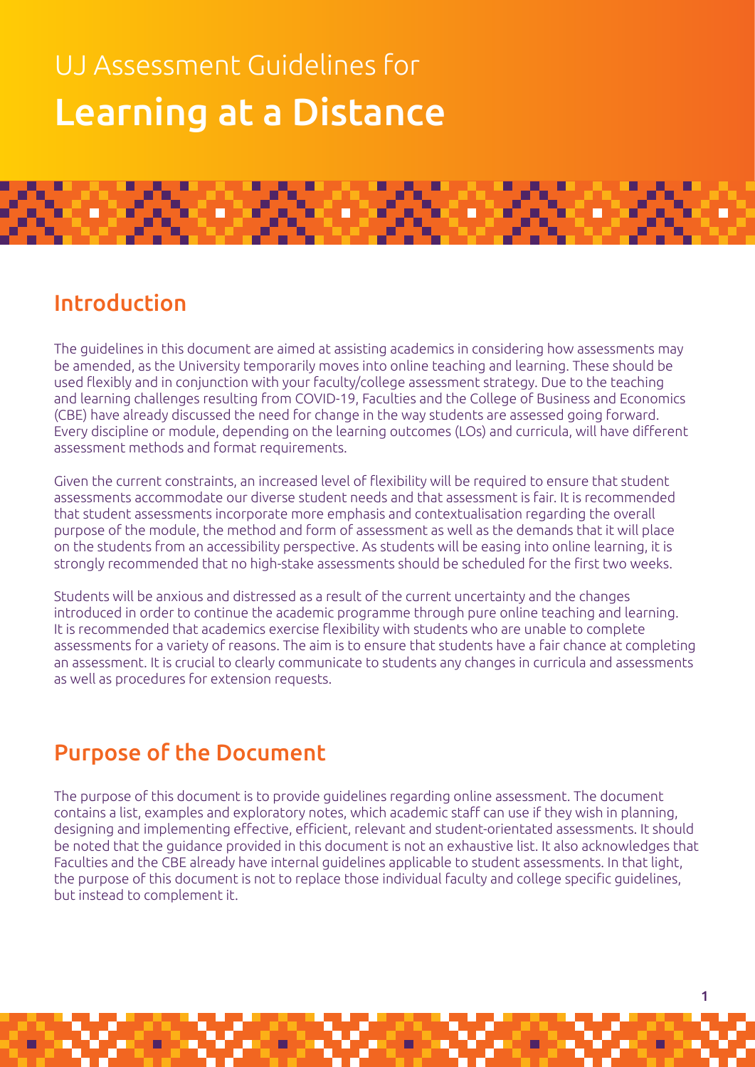# UJ Assessment Guidelines for Learning at a Distance

## Introduction

The guidelines in this document are aimed at assisting academics in considering how assessments may be amended, as the University temporarily moves into online teaching and learning. These should be used flexibly and in conjunction with your faculty/college assessment strategy. Due to the teaching and learning challenges resulting from COVID-19, Faculties and the College of Business and Economics (CBE) have already discussed the need for change in the way students are assessed going forward. Every discipline or module, depending on the learning outcomes (LOs) and curricula, will have different assessment methods and format requirements.

Given the current constraints, an increased level of flexibility will be required to ensure that student assessments accommodate our diverse student needs and that assessment is fair. It is recommended that student assessments incorporate more emphasis and contextualisation regarding the overall purpose of the module, the method and form of assessment as well as the demands that it will place on the students from an accessibility perspective. As students will be easing into online learning, it is strongly recommended that no high-stake assessments should be scheduled for the first two weeks.

Students will be anxious and distressed as a result of the current uncertainty and the changes introduced in order to continue the academic programme through pure online teaching and learning. It is recommended that academics exercise flexibility with students who are unable to complete assessments for a variety of reasons. The aim is to ensure that students have a fair chance at completing an assessment. It is crucial to clearly communicate to students any changes in curricula and assessments as well as procedures for extension requests.

## Purpose of the Document

The purpose of this document is to provide guidelines regarding online assessment. The document contains a list, examples and exploratory notes, which academic staff can use if they wish in planning, designing and implementing effective, efficient, relevant and student-orientated assessments. It should be noted that the guidance provided in this document is not an exhaustive list. It also acknowledges that Faculties and the CBE already have internal guidelines applicable to student assessments. In that light, the purpose of this document is not to replace those individual faculty and college specific guidelines, but instead to complement it.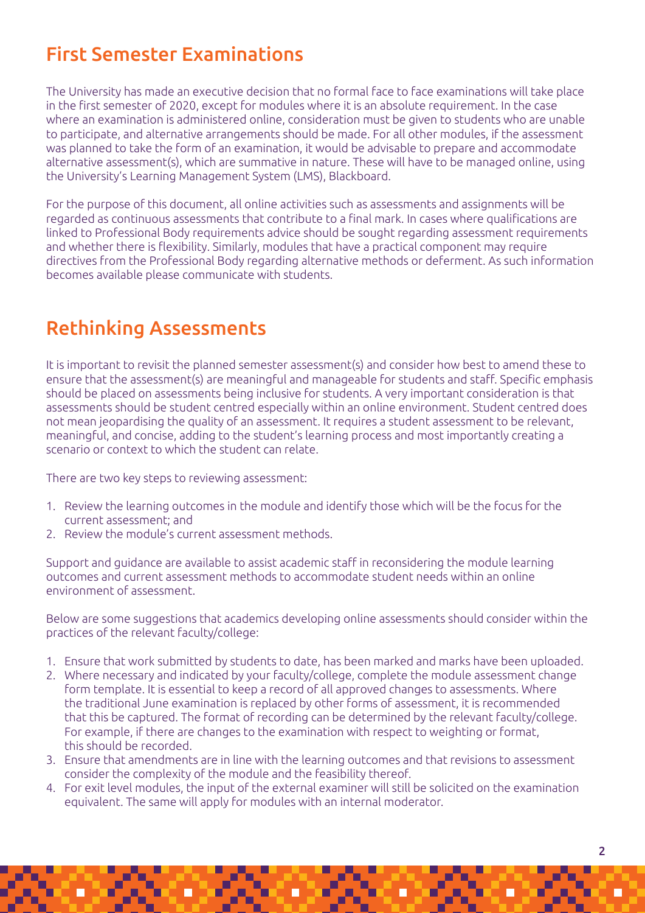## First Semester Examinations

The University has made an executive decision that no formal face to face examinations will take place in the first semester of 2020, except for modules where it is an absolute requirement. In the case where an examination is administered online, consideration must be given to students who are unable to participate, and alternative arrangements should be made. For all other modules, if the assessment was planned to take the form of an examination, it would be advisable to prepare and accommodate alternative assessment(s), which are summative in nature. These will have to be managed online, using the University's Learning Management System (LMS), Blackboard.

For the purpose of this document, all online activities such as assessments and assignments will be regarded as continuous assessments that contribute to a final mark. In cases where qualifications are linked to Professional Body requirements advice should be sought regarding assessment requirements and whether there is flexibility. Similarly, modules that have a practical component may require directives from the Professional Body regarding alternative methods or deferment. As such information becomes available please communicate with students.

## Rethinking Assessments

It is important to revisit the planned semester assessment(s) and consider how best to amend these to ensure that the assessment(s) are meaningful and manageable for students and staff. Specific emphasis should be placed on assessments being inclusive for students. A very important consideration is that assessments should be student centred especially within an online environment. Student centred does not mean jeopardising the quality of an assessment. It requires a student assessment to be relevant, meaningful, and concise, adding to the student's learning process and most importantly creating a scenario or context to which the student can relate.

There are two key steps to reviewing assessment:

1. Review the learning outcomes in the module and identify those which will be the focus for the current assessment; and
2. Review the module's current assessment methods.

Support and guidance are available to assist academic staff in reconsidering the module learning outcomes and current assessment methods to accommodate student needs within an online environment of assessment.

Below are some suggestions that academics developing online assessments should consider within the practices of the relevant faculty/college:

1. Ensure that work submitted by students to date, has been marked and marks have been uploaded.
2. Where necessary and indicated by your faculty/college, complete the module assessment change form template. It is essential to keep a record of all approved changes to assessments. Where the traditional June examination is replaced by other forms of assessment, it is recommended that this be captured. The format of recording can be determined by the relevant faculty/college. For example, if there are changes to the examination with respect to weighting or format, this should be recorded.
3. Ensure that amendments are in line with the learning outcomes and that revisions to assessment consider the complexity of the module and the feasibility thereof.
4. For exit level modules, the input of the external examiner will still be solicited on the examination equivalent. The same will apply for modules with an internal moderator.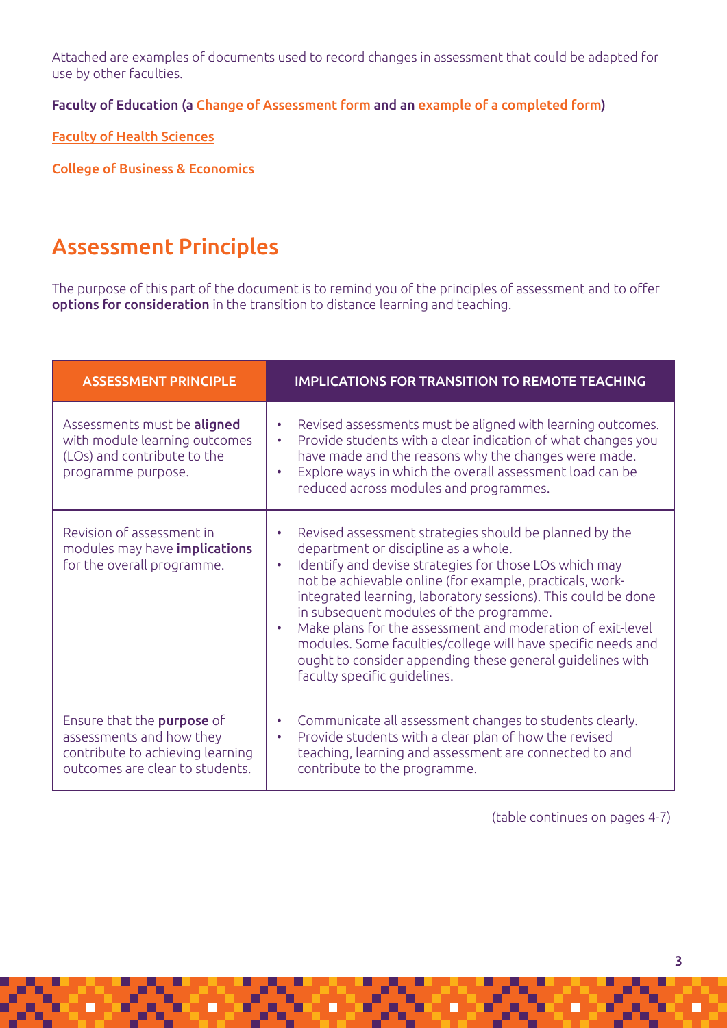Attached are examples of documents used to record changes in assessment that could be adapted for use by other faculties.

**Faculty of Education (a Change of Assessment form and an example of a completed form)**

Faculty of Health Sciences

College of Business & Economics

## Assessment Principles

The purpose of this part of the document is to remind you of the principles of assessment and to offer **options for consideration** in the transition to distance learning and teaching.

| ASSESSMENT PRINCIPLE | IMPLICATIONS FOR TRANSITION TO REMOTE TEACHING |
|---|---|
| Assessments must be **aligned** with module learning outcomes (LOs) and contribute to the programme purpose. | • Revised assessments must be aligned with learning outcomes.<br>• Provide students with a clear indication of what changes you have made and the reasons why the changes were made.<br>• Explore ways in which the overall assessment load can be reduced across modules and programmes. |
| Revision of assessment in modules may have **implications** for the overall programme. | • Revised assessment strategies should be planned by the department or discipline as a whole.<br>• Identify and devise strategies for those LOs which may not be achievable online (for example, practicals, work-integrated learning, laboratory sessions). This could be done in subsequent modules of the programme.<br>• Make plans for the assessment and moderation of exit-level modules. Some faculties/college will have specific needs and ought to consider appending these general guidelines with faculty specific guidelines. |
| Ensure that the **purpose** of assessments and how they contribute to achieving learning outcomes are clear to students. | • Communicate all assessment changes to students clearly.<br>• Provide students with a clear plan of how the revised teaching, learning and assessment are connected to and contribute to the programme. |

(table continues on pages 4-7)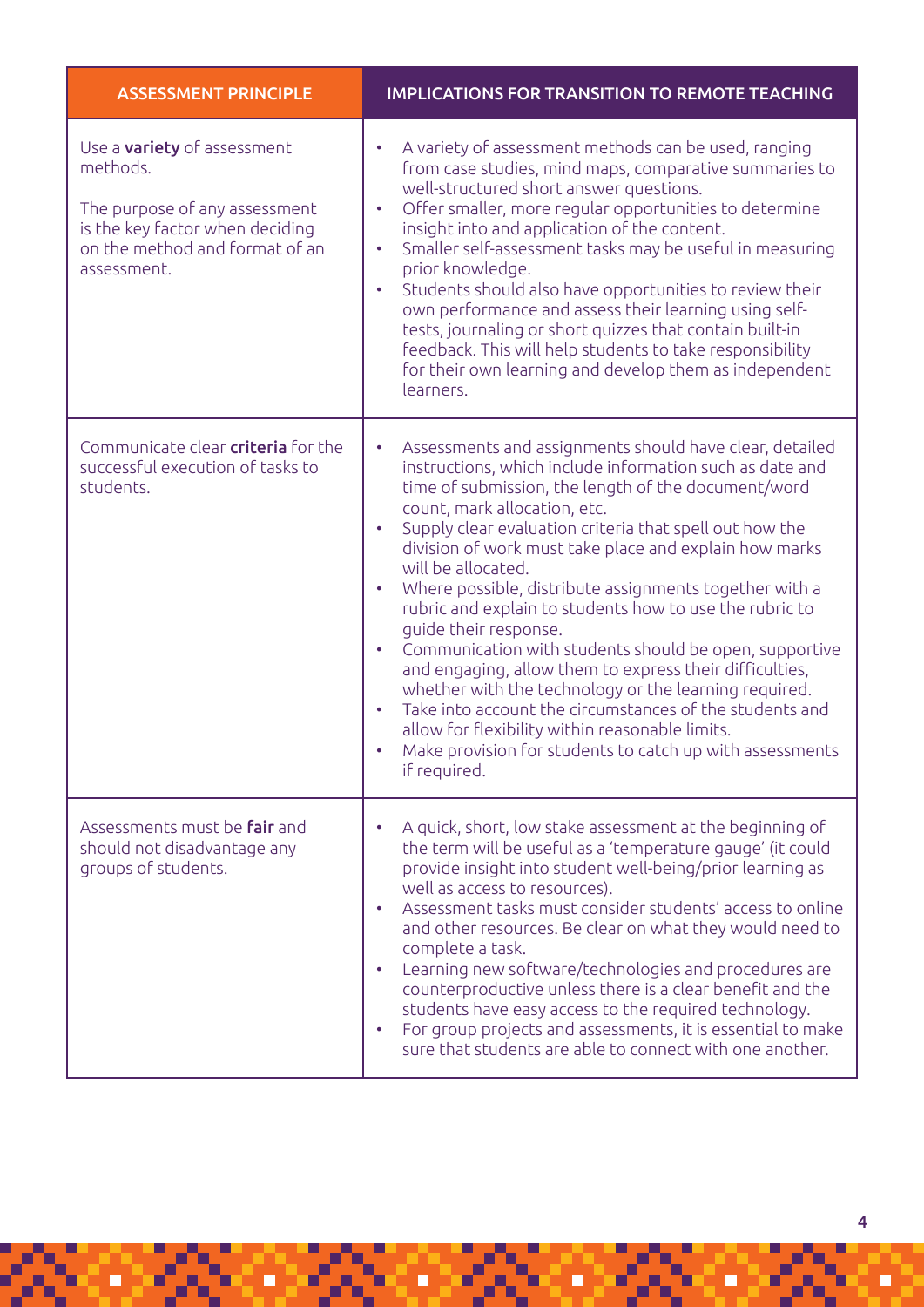| ASSESSMENT PRINCIPLE | IMPLICATIONS FOR TRANSITION TO REMOTE TEACHING |
| --- | --- |
| Use a **variety** of assessment methods.<br><br>The purpose of any assessment is the key factor when deciding on the method and format of an assessment. | • A variety of assessment methods can be used, ranging from case studies, mind maps, comparative summaries to well-structured short answer questions.<br>• Offer smaller, more regular opportunities to determine insight into and application of the content.<br>• Smaller self-assessment tasks may be useful in measuring prior knowledge.<br>• Students should also have opportunities to review their own performance and assess their learning using self-tests, journaling or short quizzes that contain built-in feedback. This will help students to take responsibility for their own learning and develop them as independent learners. |
| Communicate clear **criteria** for the successful execution of tasks to students. | • Assessments and assignments should have clear, detailed instructions, which include information such as date and time of submission, the length of the document/word count, mark allocation, etc.<br>• Supply clear evaluation criteria that spell out how the division of work must take place and explain how marks will be allocated.<br>• Where possible, distribute assignments together with a rubric and explain to students how to use the rubric to guide their response.<br>• Communication with students should be open, supportive and engaging, allow them to express their difficulties, whether with the technology or the learning required.<br>• Take into account the circumstances of the students and allow for flexibility within reasonable limits.<br>• Make provision for students to catch up with assessments if required. |
| Assessments must be **fair** and should not disadvantage any groups of students. | • A quick, short, low stake assessment at the beginning of the term will be useful as a 'temperature gauge' (it could provide insight into student well-being/prior learning as well as access to resources).<br>• Assessment tasks must consider students' access to online and other resources. Be clear on what they would need to complete a task.<br>• Learning new software/technologies and procedures are counterproductive unless there is a clear benefit and the students have easy access to the required technology.<br>• For group projects and assessments, it is essential to make sure that students are able to connect with one another. |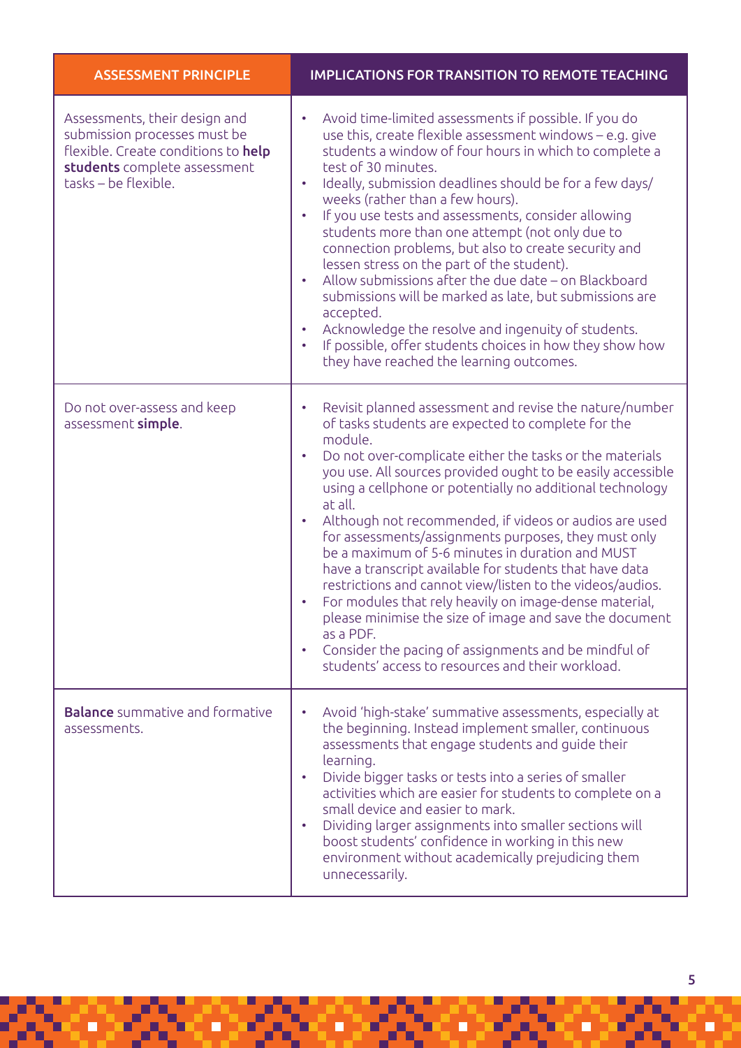| ASSESSMENT PRINCIPLE | IMPLICATIONS FOR TRANSITION TO REMOTE TEACHING |
|---|---|
| Assessments, their design and submission processes must be flexible. Create conditions to **help students** complete assessment tasks – be flexible. | • Avoid time-limited assessments if possible. If you do use this, create flexible assessment windows – e.g. give students a window of four hours in which to complete a test of 30 minutes.<br>• Ideally, submission deadlines should be for a few days/weeks (rather than a few hours).<br>• If you use tests and assessments, consider allowing students more than one attempt (not only due to connection problems, but also to create security and lessen stress on the part of the student).<br>• Allow submissions after the due date – on Blackboard submissions will be marked as late, but submissions are accepted.<br>• Acknowledge the resolve and ingenuity of students.<br>• If possible, offer students choices in how they show how they have reached the learning outcomes. |
| Do not over-assess and keep assessment **simple**. | • Revisit planned assessment and revise the nature/number of tasks students are expected to complete for the module.<br>• Do not over-complicate either the tasks or the materials you use. All sources provided ought to be easily accessible using a cellphone or potentially no additional technology at all.<br>• Although not recommended, if videos or audios are used for assessments/assignments purposes, they must only be a maximum of 5-6 minutes in duration and MUST have a transcript available for students that have data restrictions and cannot view/listen to the videos/audios.<br>• For modules that rely heavily on image-dense material, please minimise the size of image and save the document as a PDF.<br>• Consider the pacing of assignments and be mindful of students' access to resources and their workload. |
| **Balance** summative and formative assessments. | • Avoid 'high-stake' summative assessments, especially at the beginning. Instead implement smaller, continuous assessments that engage students and guide their learning.<br>• Divide bigger tasks or tests into a series of smaller activities which are easier for students to complete on a small device and easier to mark.<br>• Dividing larger assignments into smaller sections will boost students' confidence in working in this new environment without academically prejudicing them unnecessarily. |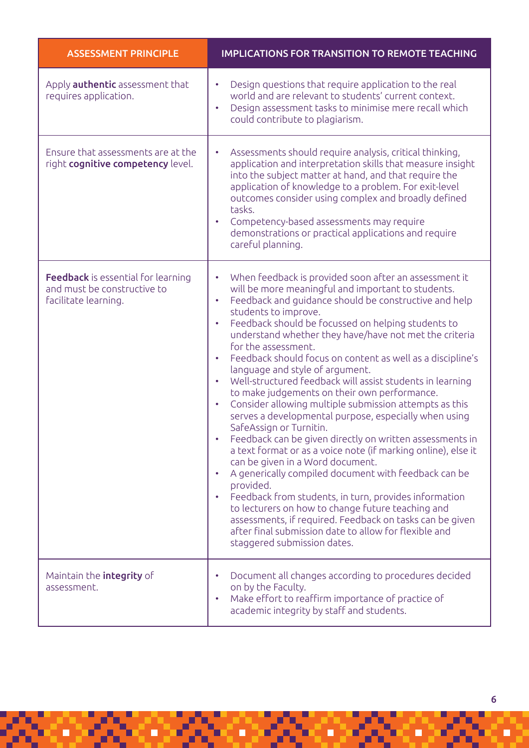| ASSESSMENT PRINCIPLE | IMPLICATIONS FOR TRANSITION TO REMOTE TEACHING |
| --- | --- |
| Apply **authentic** assessment that requires application. | • Design questions that require application to the real world and are relevant to students' current context.<br>• Design assessment tasks to minimise mere recall which could contribute to plagiarism. |
| Ensure that assessments are at the right **cognitive competency** level. | • Assessments should require analysis, critical thinking, application and interpretation skills that measure insight into the subject matter at hand, and that require the application of knowledge to a problem. For exit-level outcomes consider using complex and broadly defined tasks.<br>• Competency-based assessments may require demonstrations or practical applications and require careful planning. |
| **Feedback** is essential for learning and must be constructive to facilitate learning. | • When feedback is provided soon after an assessment it will be more meaningful and important to students.<br>• Feedback and guidance should be constructive and help students to improve.<br>• Feedback should be focussed on helping students to understand whether they have/have not met the criteria for the assessment.<br>• Feedback should focus on content as well as a discipline's language and style of argument.<br>• Well-structured feedback will assist students in learning to make judgements on their own performance.<br>• Consider allowing multiple submission attempts as this serves a developmental purpose, especially when using SafeAssign or Turnitin.<br>• Feedback can be given directly on written assessments in a text format or as a voice note (if marking online), else it can be given in a Word document.<br>• A generically compiled document with feedback can be provided.<br>• Feedback from students, in turn, provides information to lecturers on how to change future teaching and assessments, if required. Feedback on tasks can be given after final submission date to allow for flexible and staggered submission dates. |
| Maintain the **integrity** of assessment. | • Document all changes according to procedures decided on by the Faculty.<br>• Make effort to reaffirm importance of practice of academic integrity by staff and students. |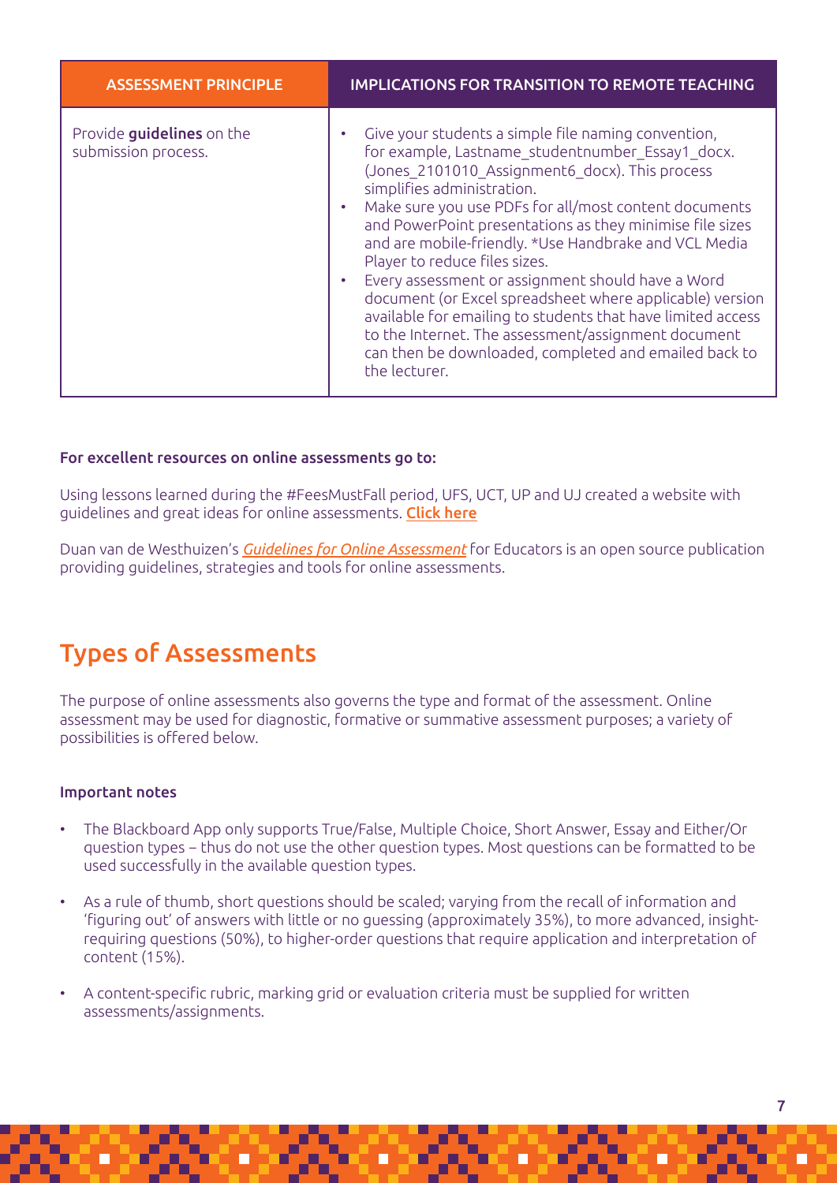| ASSESSMENT PRINCIPLE | IMPLICATIONS FOR TRANSITION TO REMOTE TEACHING |
|---|---|
| Provide **guidelines** on the submission process. | • Give your students a simple file naming convention, for example, Lastname_studentnumber_Essay1_docx. (Jones_2101010_Assignment6_docx). This process simplifies administration.<br>• Make sure you use PDFs for all/most content documents and PowerPoint presentations as they minimise file sizes and are mobile-friendly. *Use Handbrake and VCL Media Player to reduce files sizes.<br>• Every assessment or assignment should have a Word document (or Excel spreadsheet where applicable) version available for emailing to students that have limited access to the Internet. The assessment/assignment document can then be downloaded, completed and emailed back to the lecturer. |

**For excellent resources on online assessments go to:**

Using lessons learned during the #FeesMustFall period, UFS, UCT, UP and UJ created a website with guidelines and great ideas for online assessments. **Click here**

Duan van de Westhuizen's *Guidelines for Online Assessment* for Educators is an open source publication providing guidelines, strategies and tools for online assessments.

## Types of Assessments

The purpose of online assessments also governs the type and format of the assessment. Online assessment may be used for diagnostic, formative or summative assessment purposes; a variety of possibilities is offered below.

**Important notes**

- The Blackboard App only supports True/False, Multiple Choice, Short Answer, Essay and Either/Or question types – thus do not use the other question types. Most questions can be formatted to be used successfully in the available question types.
- As a rule of thumb, short questions should be scaled; varying from the recall of information and 'figuring out' of answers with little or no guessing (approximately 35%), to more advanced, insight-requiring questions (50%), to higher-order questions that require application and interpretation of content (15%).
- A content-specific rubric, marking grid or evaluation criteria must be supplied for written assessments/assignments.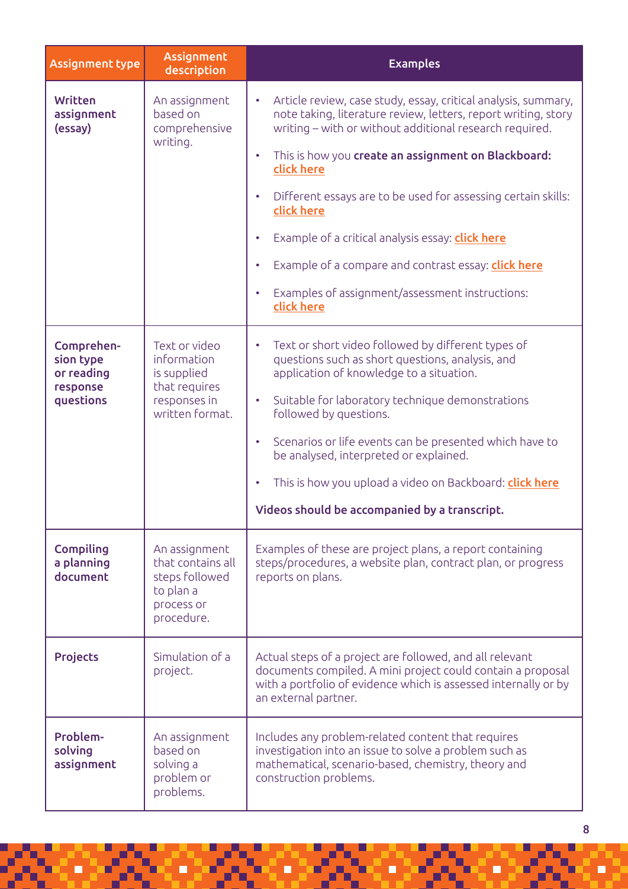| Assignment type | Assignment description | Examples |
|---|---|---|
| **Written assignment (essay)** | An assignment based on comprehensive writing. | • Article review, case study, essay, critical analysis, summary, note taking, literature review, letters, report writing, story writing – with or without additional research required.<br>• This is how you **create an assignment on Blackboard:** **click here**<br>• Different essays are to be used for assessing certain skills: **click here**<br>• Example of a critical analysis essay: **click here**<br>• Example of a compare and contrast essay: **click here**<br>• Examples of assignment/assessment instructions: **click here** |
| **Comprehension type or reading response questions** | Text or video information is supplied that requires responses in written format. | • Text or short video followed by different types of questions such as short questions, analysis, and application of knowledge to a situation.<br>• Suitable for laboratory technique demonstrations followed by questions.<br>• Scenarios or life events can be presented which have to be analysed, interpreted or explained.<br>• This is how you upload a video on Backboard: **click here**<br>**Videos should be accompanied by a transcript.** |
| **Compiling a planning document** | An assignment that contains all steps followed to plan a process or procedure. | Examples of these are project plans, a report containing steps/procedures, a website plan, contract plan, or progress reports on plans. |
| **Projects** | Simulation of a project. | Actual steps of a project are followed, and all relevant documents compiled. A mini project could contain a proposal with a portfolio of evidence which is assessed internally or by an external partner. |
| **Problem-solving assignment** | An assignment based on solving a problem or problems. | Includes any problem-related content that requires investigation into an issue to solve a problem such as mathematical, scenario-based, chemistry, theory and construction problems. |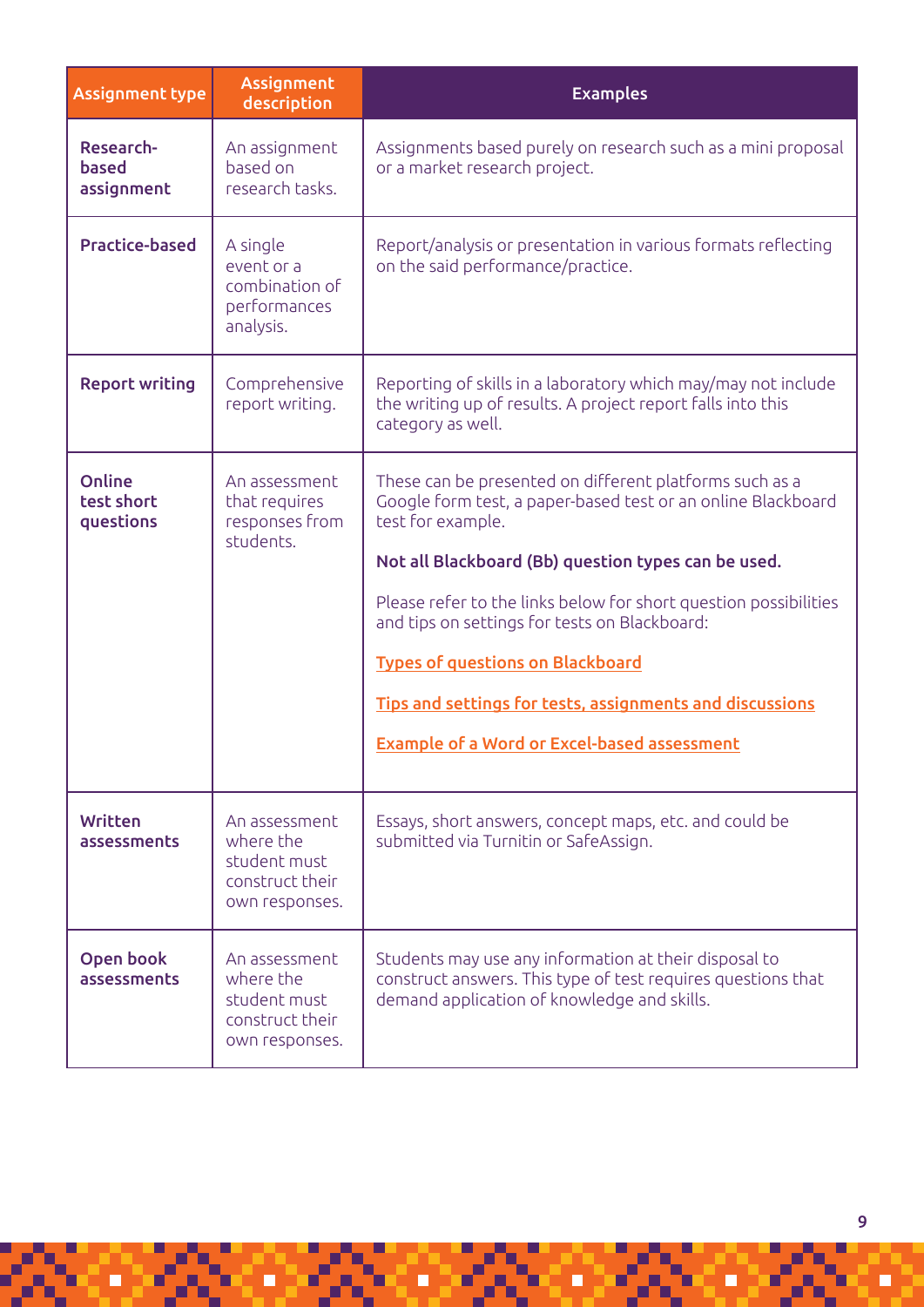| Assignment type | Assignment description | Examples |
|---|---|---|
| **Research-based assignment** | An assignment based on research tasks. | Assignments based purely on research such as a mini proposal or a market research project. |
| **Practice-based** | A single event or a combination of performances analysis. | Report/analysis or presentation in various formats reflecting on the said performance/practice. |
| **Report writing** | Comprehensive report writing. | Reporting of skills in a laboratory which may/may not include the writing up of results. A project report falls into this category as well. |
| **Online test short questions** | An assessment that requires responses from students. | These can be presented on different platforms such as a Google form test, a paper-based test or an online Blackboard test for example.<br><br>**Not all Blackboard (Bb) question types can be used.**<br><br>Please refer to the links below for short question possibilities and tips on settings for tests on Blackboard:<br><br>**Types of questions on Blackboard**<br><br>**Tips and settings for tests, assignments and discussions**<br><br>**Example of a Word or Excel-based assessment** |
| **Written assessments** | An assessment where the student must construct their own responses. | Essays, short answers, concept maps, etc. and could be submitted via Turnitin or SafeAssign. |
| **Open book assessments** | An assessment where the student must construct their own responses. | Students may use any information at their disposal to construct answers. This type of test requires questions that demand application of knowledge and skills. |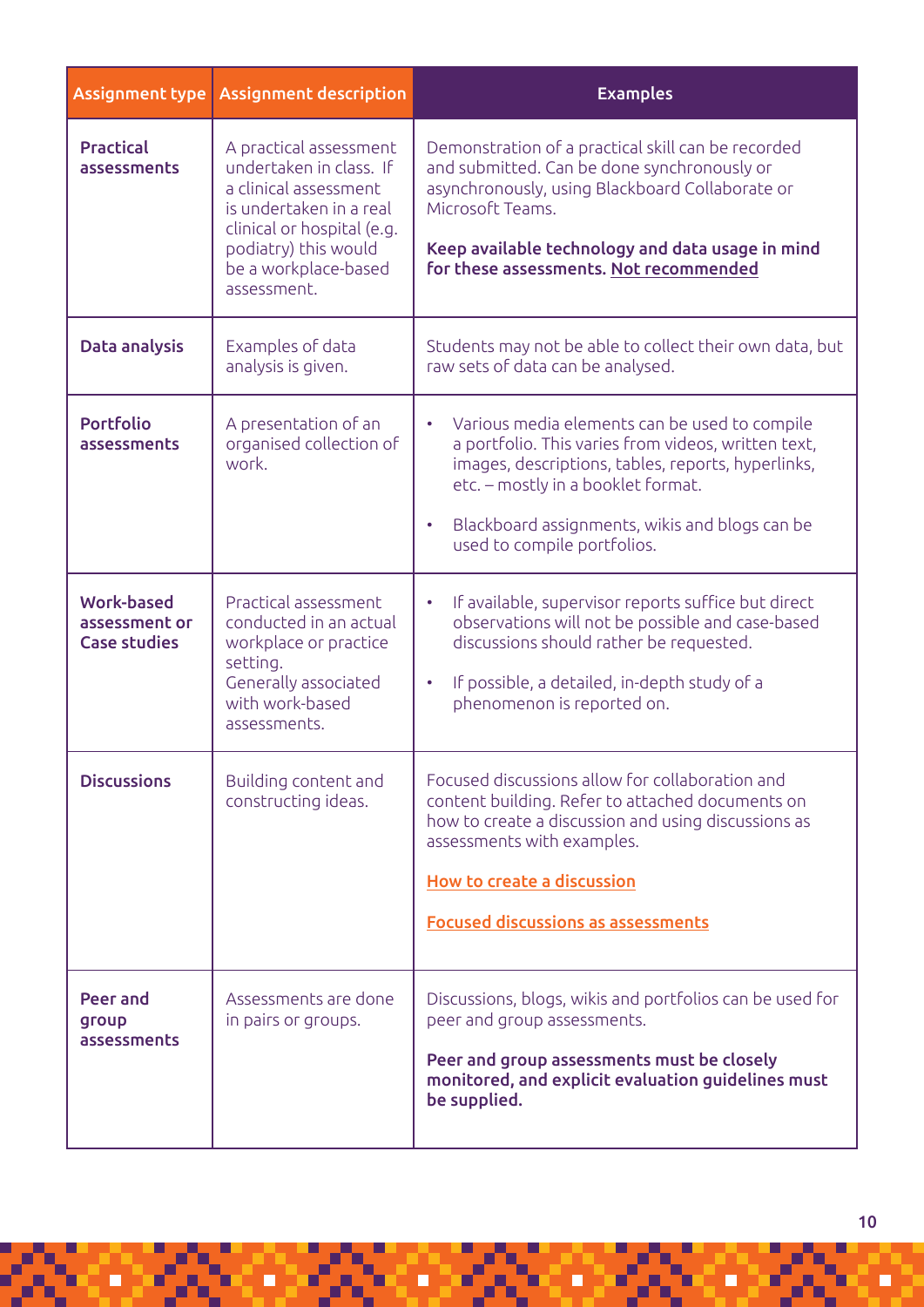| Assignment type | Assignment description | Examples |
|---|---|---|
| **Practical assessments** | A practical assessment undertaken in class. If a clinical assessment is undertaken in a real clinical or hospital (e.g. podiatry) this would be a workplace-based assessment. | Demonstration of a practical skill can be recorded and submitted. Can be done synchronously or asynchronously, using Blackboard Collaborate or Microsoft Teams.<br><br>**Keep available technology and data usage in mind for these assessments. Not recommended** |
| **Data analysis** | Examples of data analysis is given. | Students may not be able to collect their own data, but raw sets of data can be analysed. |
| **Portfolio assessments** | A presentation of an organised collection of work. | • Various media elements can be used to compile a portfolio. This varies from videos, written text, images, descriptions, tables, reports, hyperlinks, etc. – mostly in a booklet format.<br><br>• Blackboard assignments, wikis and blogs can be used to compile portfolios. |
| **Work-based assessment or Case studies** | Practical assessment conducted in an actual workplace or practice setting. Generally associated with work-based assessments. | • If available, supervisor reports suffice but direct observations will not be possible and case-based discussions should rather be requested.<br><br>• If possible, a detailed, in-depth study of a phenomenon is reported on. |
| **Discussions** | Building content and constructing ideas. | Focused discussions allow for collaboration and content building. Refer to attached documents on how to create a discussion and using discussions as assessments with examples.<br><br>How to create a discussion<br><br>Focused discussions as assessments |
| **Peer and group assessments** | Assessments are done in pairs or groups. | Discussions, blogs, wikis and portfolios can be used for peer and group assessments.<br><br>**Peer and group assessments must be closely monitored, and explicit evaluation guidelines must be supplied.** |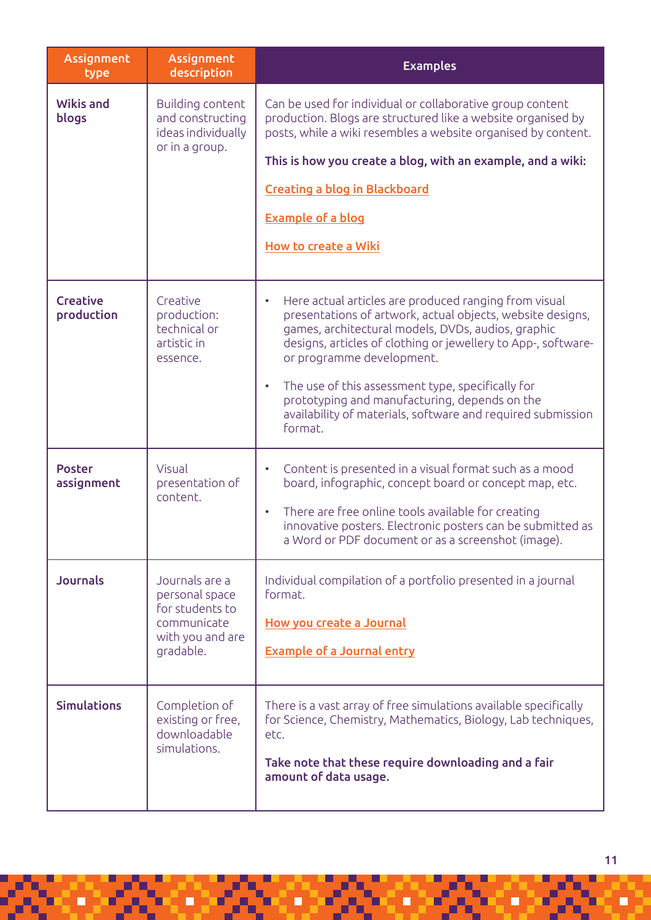| Assignment type | Assignment description | Examples |
|---|---|---|
| **Wikis and blogs** | Building content and constructing ideas individually or in a group. | Can be used for individual or collaborative group content production. Blogs are structured like a website organised by posts, while a wiki resembles a website organised by content.<br><br>**This is how you create a blog, with an example, and a wiki:**<br><br>**Creating a blog in Blackboard**<br><br>**Example of a blog**<br><br>**How to create a Wiki** |
| **Creative production** | Creative production: technical or artistic in essence. | • Here actual articles are produced ranging from visual presentations of artwork, actual objects, website designs, games, architectural models, DVDs, audios, graphic designs, articles of clothing or jewellery to App-, software- or programme development.<br><br>• The use of this assessment type, specifically for prototyping and manufacturing, depends on the availability of materials, software and required submission format. |
| **Poster assignment** | Visual presentation of content. | • Content is presented in a visual format such as a mood board, infographic, concept board or concept map, etc.<br><br>• There are free online tools available for creating innovative posters. Electronic posters can be submitted as a Word or PDF document or as a screenshot (image). |
| **Journals** | Journals are a personal space for students to communicate with you and are gradable. | Individual compilation of a portfolio presented in a journal format.<br><br>**How you create a Journal**<br><br>**Example of a Journal entry** |
| **Simulations** | Completion of existing or free, downloadable simulations. | There is a vast array of free simulations available specifically for Science, Chemistry, Mathematics, Biology, Lab techniques, etc.<br><br>**Take note that these require downloading and a fair amount of data usage.** |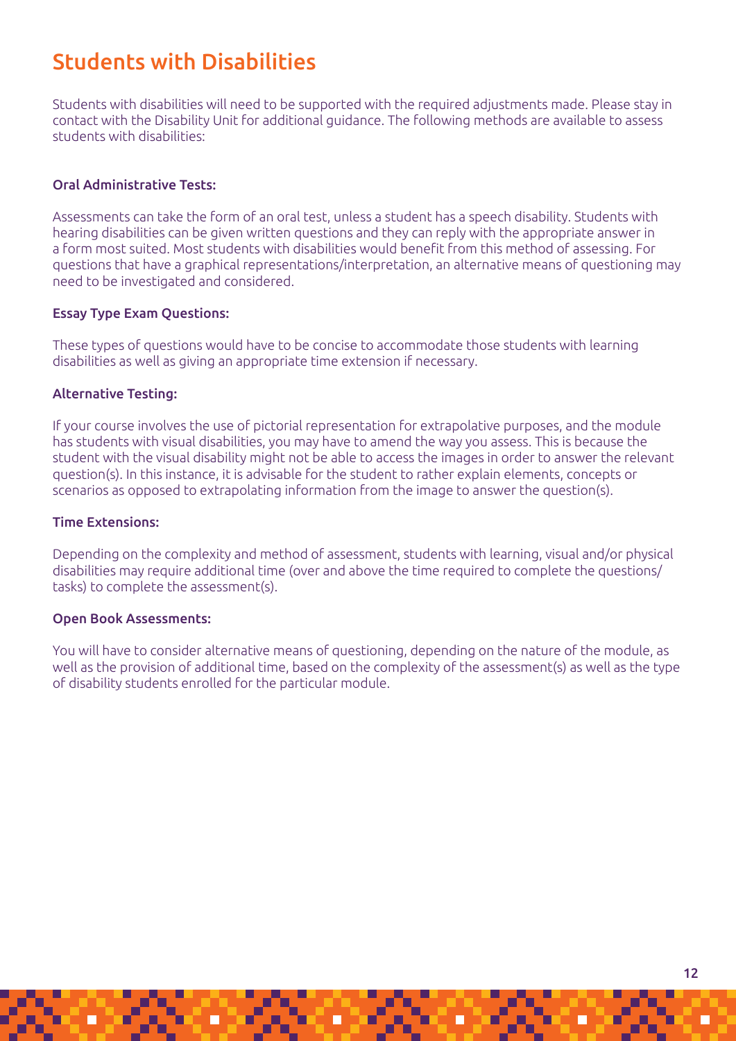## Students with Disabilities

Students with disabilities will need to be supported with the required adjustments made. Please stay in contact with the Disability Unit for additional guidance. The following methods are available to assess students with disabilities:

### Oral Administrative Tests:

Assessments can take the form of an oral test, unless a student has a speech disability. Students with hearing disabilities can be given written questions and they can reply with the appropriate answer in a form most suited. Most students with disabilities would benefit from this method of assessing. For questions that have a graphical representations/interpretation, an alternative means of questioning may need to be investigated and considered.

### Essay Type Exam Questions:

These types of questions would have to be concise to accommodate those students with learning disabilities as well as giving an appropriate time extension if necessary.

### Alternative Testing:

If your course involves the use of pictorial representation for extrapolative purposes, and the module has students with visual disabilities, you may have to amend the way you assess. This is because the student with the visual disability might not be able to access the images in order to answer the relevant question(s). In this instance, it is advisable for the student to rather explain elements, concepts or scenarios as opposed to extrapolating information from the image to answer the question(s).

### Time Extensions:

Depending on the complexity and method of assessment, students with learning, visual and/or physical disabilities may require additional time (over and above the time required to complete the questions/tasks) to complete the assessment(s).

### Open Book Assessments:

You will have to consider alternative means of questioning, depending on the nature of the module, as well as the provision of additional time, based on the complexity of the assessment(s) as well as the type of disability students enrolled for the particular module.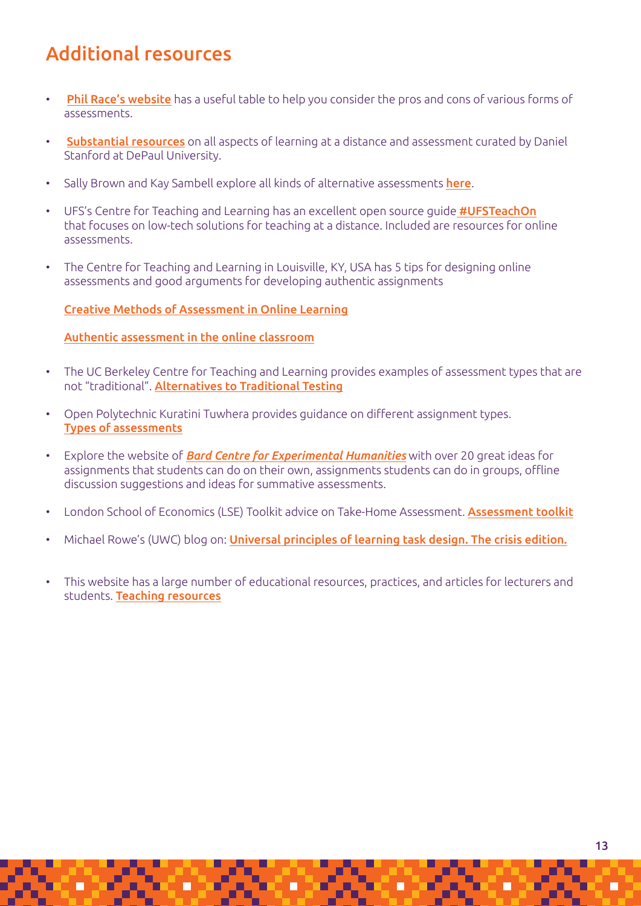## Additional resources

- **Phil Race's website** has a useful table to help you consider the pros and cons of various forms of assessments.
- **Substantial resources** on all aspects of learning at a distance and assessment curated by Daniel Stanford at DePaul University.
- Sally Brown and Kay Sambell explore all kinds of alternative assessments **here**.
- UFS's Centre for Teaching and Learning has an excellent open source guide **#UFSTeachOn** that focuses on low-tech solutions for teaching at a distance. Included are resources for online assessments.
- The Centre for Teaching and Learning in Louisville, KY, USA has 5 tips for designing online assessments and good arguments for developing authentic assignments

  **Creative Methods of Assessment in Online Learning**

  **Authentic assessment in the online classroom**

- The UC Berkeley Centre for Teaching and Learning provides examples of assessment types that are not "traditional". **Alternatives to Traditional Testing**
- Open Polytechnic Kuratini Tuwhera provides guidance on different assignment types. **Types of assessments**
- Explore the website of ***Bard Centre for Experimental Humanities*** with over 20 great ideas for assignments that students can do on their own, assignments students can do in groups, offline discussion suggestions and ideas for summative assessments.
- London School of Economics (LSE) Toolkit advice on Take-Home Assessment. **Assessment toolkit**
- Michael Rowe's (UWC) blog on: **Universal principles of learning task design. The crisis edition.**
- This website has a large number of educational resources, practices, and articles for lecturers and students. **Teaching resources**